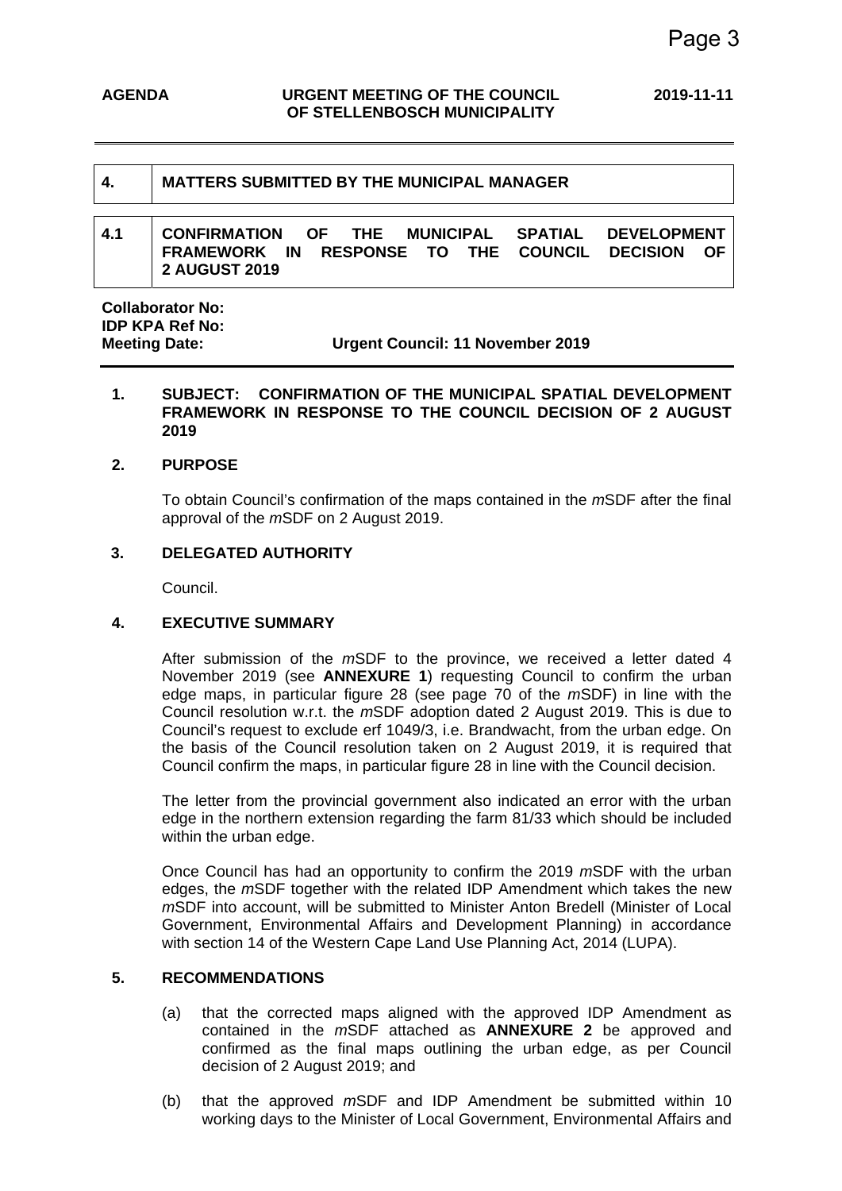**AGENDA** | **URGENT MEETING OF THE COUNCIL OF STELLENBOSCH MUNICIPALITY** | **2019-11-11**

| **4.** | **MATTERS SUBMITTED BY THE MUNICIPAL MANAGER** |
|---|---|

| **4.1** | **CONFIRMATION OF THE MUNICIPAL SPATIAL DEVELOPMENT FRAMEWORK IN RESPONSE TO THE COUNCIL DECISION OF 2 AUGUST 2019** |
|---|---|

**Collaborator No:**
**IDP KPA Ref No:**
**Meeting Date:** **Urgent Council: 11 November 2019**

## 1. SUBJECT: CONFIRMATION OF THE MUNICIPAL SPATIAL DEVELOPMENT FRAMEWORK IN RESPONSE TO THE COUNCIL DECISION OF 2 AUGUST 2019

## 2. PURPOSE

To obtain Council's confirmation of the maps contained in the *m*SDF after the final approval of the *m*SDF on 2 August 2019.

## 3. DELEGATED AUTHORITY

Council.

## 4. EXECUTIVE SUMMARY

After submission of the *m*SDF to the province, we received a letter dated 4 November 2019 (see **ANNEXURE 1**) requesting Council to confirm the urban edge maps, in particular figure 28 (see page 70 of the *m*SDF) in line with the Council resolution w.r.t. the *m*SDF adoption dated 2 August 2019. This is due to Council's request to exclude erf 1049/3, i.e. Brandwacht, from the urban edge. On the basis of the Council resolution taken on 2 August 2019, it is required that Council confirm the maps, in particular figure 28 in line with the Council decision.

The letter from the provincial government also indicated an error with the urban edge in the northern extension regarding the farm 81/33 which should be included within the urban edge.

Once Council has had an opportunity to confirm the 2019 *m*SDF with the urban edges, the *m*SDF together with the related IDP Amendment which takes the new *m*SDF into account, will be submitted to Minister Anton Bredell (Minister of Local Government, Environmental Affairs and Development Planning) in accordance with section 14 of the Western Cape Land Use Planning Act, 2014 (LUPA).

## 5. RECOMMENDATIONS

(a) that the corrected maps aligned with the approved IDP Amendment as contained in the *m*SDF attached as **ANNEXURE 2** be approved and confirmed as the final maps outlining the urban edge, as per Council decision of 2 August 2019; and

(b) that the approved *m*SDF and IDP Amendment be submitted within 10 working days to the Minister of Local Government, Environmental Affairs and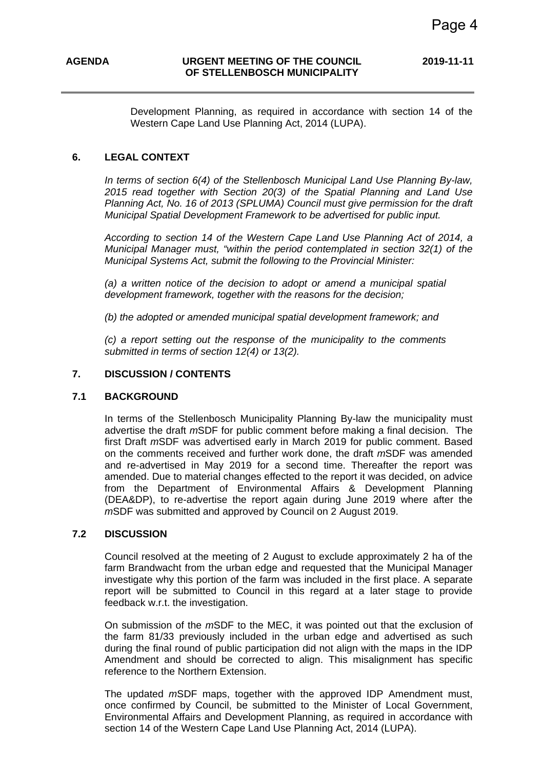Development Planning, as required in accordance with section 14 of the Western Cape Land Use Planning Act, 2014 (LUPA).

## 6. LEGAL CONTEXT

*In terms of section 6(4) of the Stellenbosch Municipal Land Use Planning By-law, 2015 read together with Section 20(3) of the Spatial Planning and Land Use Planning Act, No. 16 of 2013 (SPLUMA) Council must give permission for the draft Municipal Spatial Development Framework to be advertised for public input.*

*According to section 14 of the Western Cape Land Use Planning Act of 2014, a Municipal Manager must, "within the period contemplated in section 32(1) of the Municipal Systems Act, submit the following to the Provincial Minister:*

*(a) a written notice of the decision to adopt or amend a municipal spatial development framework, together with the reasons for the decision;*

*(b) the adopted or amended municipal spatial development framework; and*

*(c) a report setting out the response of the municipality to the comments submitted in terms of section 12(4) or 13(2).*

## 7. DISCUSSION / CONTENTS

### 7.1 BACKGROUND

In terms of the Stellenbosch Municipality Planning By-law the municipality must advertise the draft *m*SDF for public comment before making a final decision. The first Draft *m*SDF was advertised early in March 2019 for public comment. Based on the comments received and further work done, the draft *m*SDF was amended and re-advertised in May 2019 for a second time. Thereafter the report was amended. Due to material changes effected to the report it was decided, on advice from the Department of Environmental Affairs & Development Planning (DEA&DP), to re-advertise the report again during June 2019 where after the *m*SDF was submitted and approved by Council on 2 August 2019.

### 7.2 DISCUSSION

Council resolved at the meeting of 2 August to exclude approximately 2 ha of the farm Brandwacht from the urban edge and requested that the Municipal Manager investigate why this portion of the farm was included in the first place. A separate report will be submitted to Council in this regard at a later stage to provide feedback w.r.t. the investigation.

On submission of the *m*SDF to the MEC, it was pointed out that the exclusion of the farm 81/33 previously included in the urban edge and advertised as such during the final round of public participation did not align with the maps in the IDP Amendment and should be corrected to align. This misalignment has specific reference to the Northern Extension.

The updated *m*SDF maps, together with the approved IDP Amendment must, once confirmed by Council, be submitted to the Minister of Local Government, Environmental Affairs and Development Planning, as required in accordance with section 14 of the Western Cape Land Use Planning Act, 2014 (LUPA).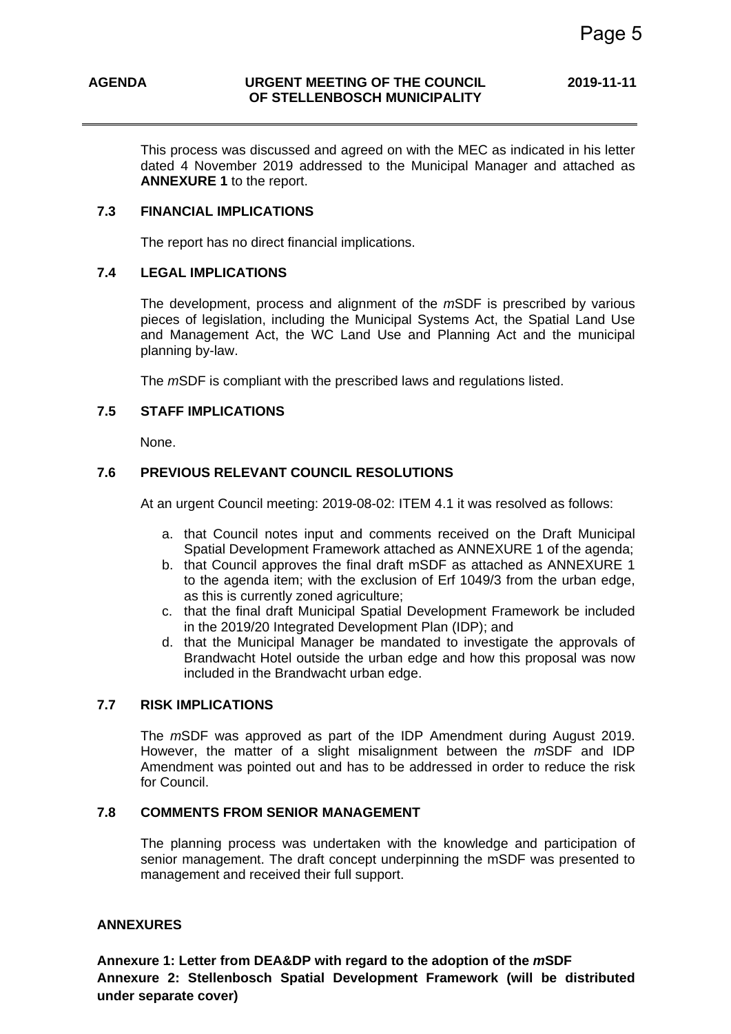This process was discussed and agreed on with the MEC as indicated in his letter dated 4 November 2019 addressed to the Municipal Manager and attached as **ANNEXURE 1** to the report.

### 7.3 FINANCIAL IMPLICATIONS

The report has no direct financial implications.

### 7.4 LEGAL IMPLICATIONS

The development, process and alignment of the *m*SDF is prescribed by various pieces of legislation, including the Municipal Systems Act, the Spatial Land Use and Management Act, the WC Land Use and Planning Act and the municipal planning by-law.

The *m*SDF is compliant with the prescribed laws and regulations listed.

### 7.5 STAFF IMPLICATIONS

None.

### 7.6 PREVIOUS RELEVANT COUNCIL RESOLUTIONS

At an urgent Council meeting: 2019-08-02: ITEM 4.1 it was resolved as follows:

a. that Council notes input and comments received on the Draft Municipal Spatial Development Framework attached as ANNEXURE 1 of the agenda;
b. that Council approves the final draft mSDF as attached as ANNEXURE 1 to the agenda item; with the exclusion of Erf 1049/3 from the urban edge, as this is currently zoned agriculture;
c. that the final draft Municipal Spatial Development Framework be included in the 2019/20 Integrated Development Plan (IDP); and
d. that the Municipal Manager be mandated to investigate the approvals of Brandwacht Hotel outside the urban edge and how this proposal was now included in the Brandwacht urban edge.

### 7.7 RISK IMPLICATIONS

The *m*SDF was approved as part of the IDP Amendment during August 2019. However, the matter of a slight misalignment between the *m*SDF and IDP Amendment was pointed out and has to be addressed in order to reduce the risk for Council.

### 7.8 COMMENTS FROM SENIOR MANAGEMENT

The planning process was undertaken with the knowledge and participation of senior management. The draft concept underpinning the mSDF was presented to management and received their full support.

**ANNEXURES**

**Annexure 1: Letter from DEA&DP with regard to the adoption of the *m*SDF**
**Annexure 2: Stellenbosch Spatial Development Framework (will be distributed under separate cover)**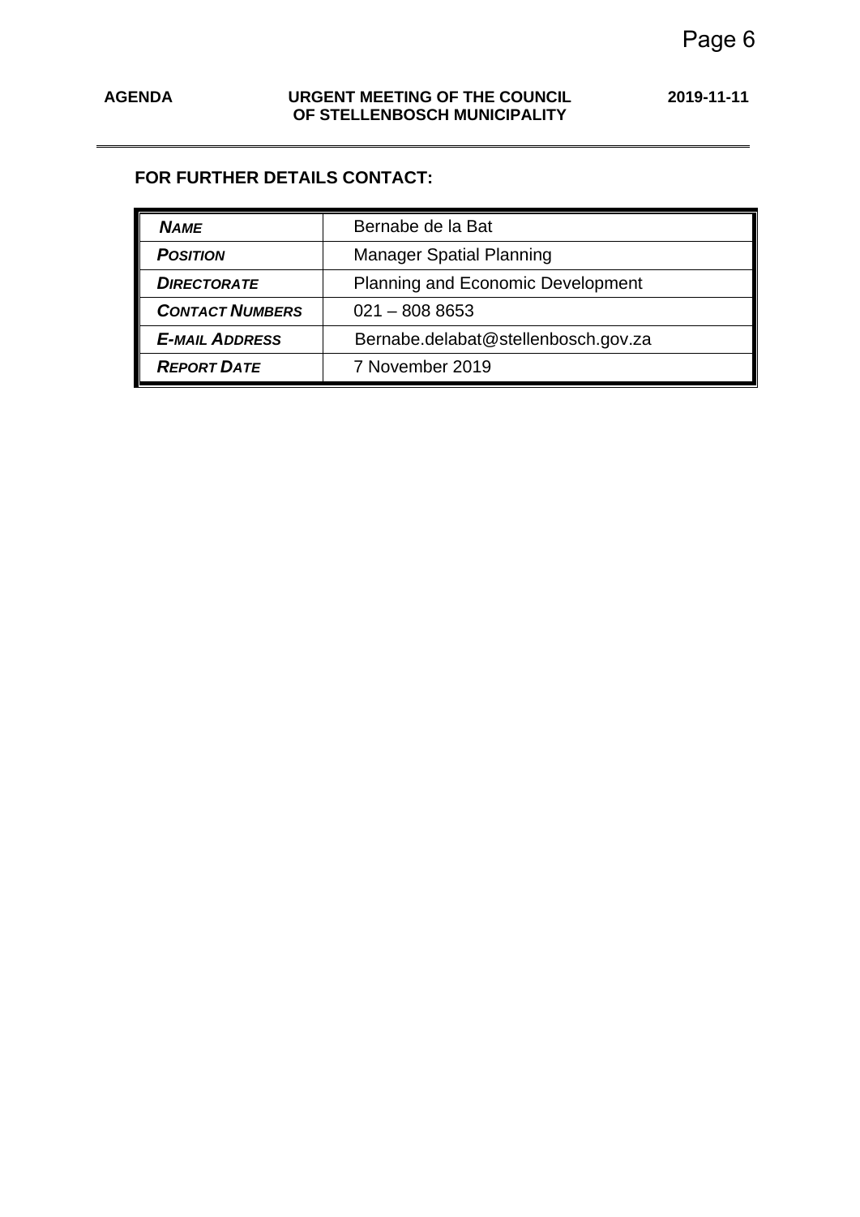## FOR FURTHER DETAILS CONTACT:

| | |
|---|---|
| ***NAME*** | Bernabe de la Bat |
| ***POSITION*** | Manager Spatial Planning |
| ***DIRECTORATE*** | Planning and Economic Development |
| ***CONTACT NUMBERS*** | 021 – 808 8653 |
| ***E-MAIL ADDRESS*** | Bernabe.delabat@stellenbosch.gov.za |
| ***REPORT DATE*** | 7 November 2019 |